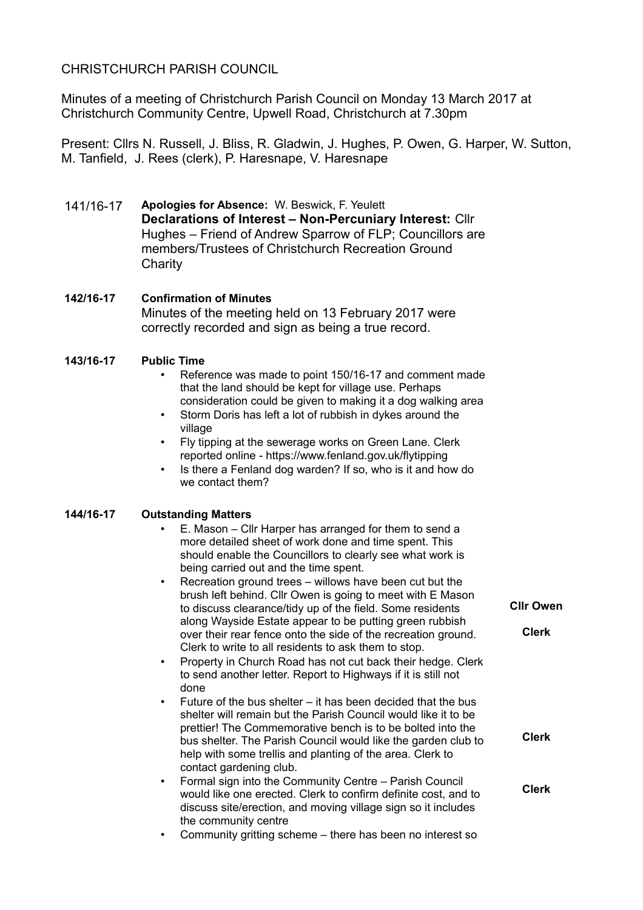# CHRISTCHURCH PARISH COUNCIL

Minutes of a meeting of Christchurch Parish Council on Monday 13 March 2017 at Christchurch Community Centre, Upwell Road, Christchurch at 7.30pm

Present: Cllrs N. Russell, J. Bliss, R. Gladwin, J. Hughes, P. Owen, G. Harper, W. Sutton, M. Tanfield, J. Rees (clerk), P. Haresnape, V. Haresnape

**141/16-17** **Apologies for Absence:** W. Beswick, F. Yeulett

**Declarations of Interest – Non-Percuniary Interest:** Cllr Hughes – Friend of Andrew Sparrow of FLP; Councillors are members/Trustees of Christchurch Recreation Ground Charity

**142/16-17** **Confirmation of Minutes**

Minutes of the meeting held on 13 February 2017 were correctly recorded and sign as being a true record.

**143/16-17** **Public Time**

- Reference was made to point 150/16-17 and comment made that the land should be kept for village use. Perhaps consideration could be given to making it a dog walking area
- Storm Doris has left a lot of rubbish in dykes around the village
- Fly tipping at the sewerage works on Green Lane. Clerk reported online - https://www.fenland.gov.uk/flytipping
- Is there a Fenland dog warden? If so, who is it and how do we contact them?

**144/16-17** **Outstanding Matters**

- E. Mason – Cllr Harper has arranged for them to send a more detailed sheet of work done and time spent. This should enable the Councillors to clearly see what work is being carried out and the time spent.
- Recreation ground trees – willows have been cut but the brush left behind. Cllr Owen is going to meet with E Mason to discuss clearance/tidy up of the field. Some residents along Wayside Estate appear to be putting green rubbish over their rear fence onto the side of the recreation ground. Clerk to write to all residents to ask them to stop. **Cllr Owen** **Clerk**
- Property in Church Road has not cut back their hedge. Clerk to send another letter. Report to Highways if it is still not done
- Future of the bus shelter – it has been decided that the bus shelter will remain but the Parish Council would like it to be prettier! The Commemorative bench is to be bolted into the bus shelter. The Parish Council would like the garden club to help with some trellis and planting of the area. Clerk to contact gardening club. **Clerk**
- Formal sign into the Community Centre – Parish Council would like one erected. Clerk to confirm definite cost, and to discuss site/erection, and moving village sign so it includes the community centre **Clerk**
- Community gritting scheme – there has been no interest so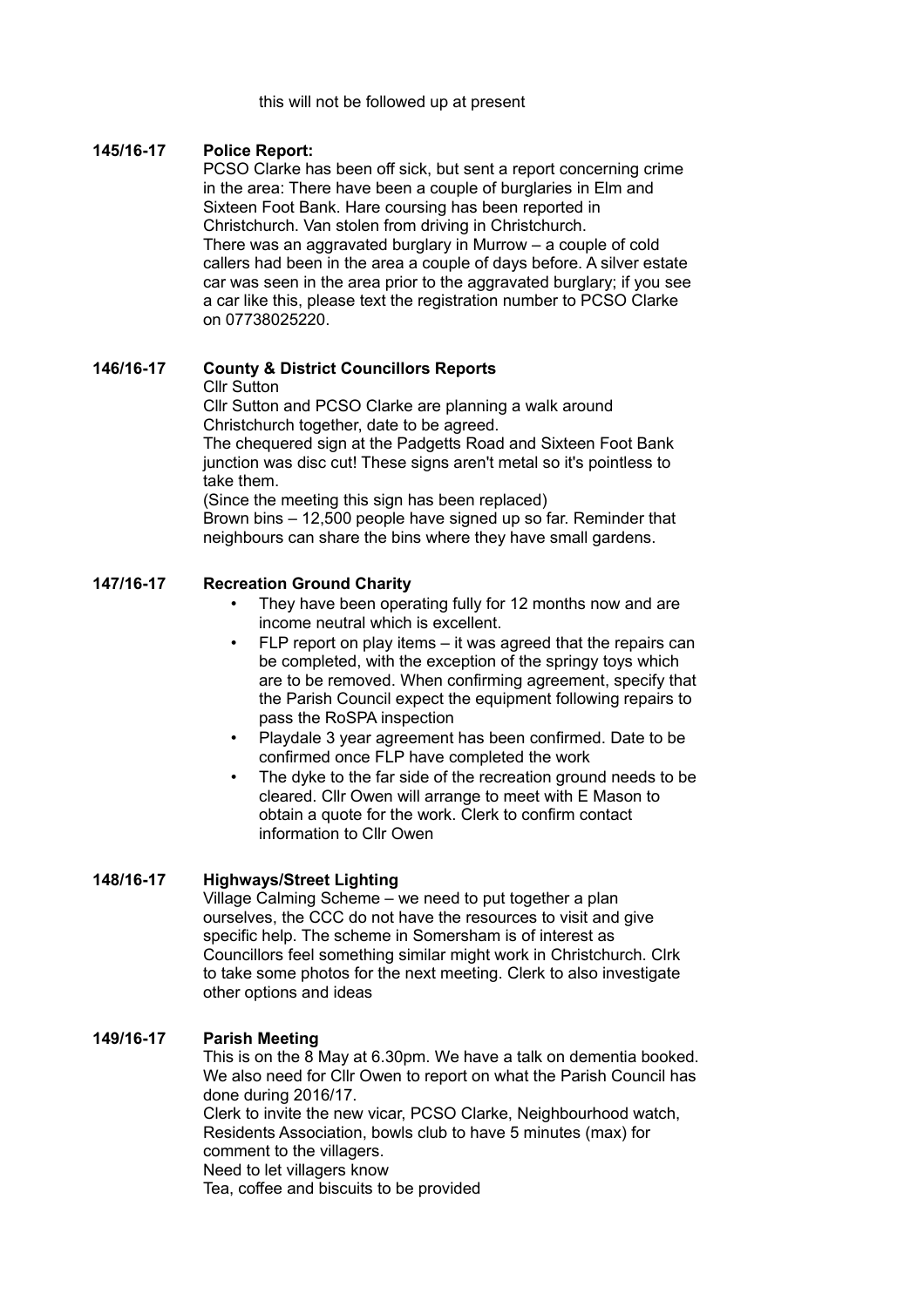this will not be followed up at present

**145/16-17 Police Report:**

PCSO Clarke has been off sick, but sent a report concerning crime in the area: There have been a couple of burglaries in Elm and Sixteen Foot Bank. Hare coursing has been reported in Christchurch. Van stolen from driving in Christchurch.
There was an aggravated burglary in Murrow – a couple of cold callers had been in the area a couple of days before. A silver estate car was seen in the area prior to the aggravated burglary; if you see a car like this, please text the registration number to PCSO Clarke on 07738025220.

**146/16-17 County & District Councillors Reports**

Cllr Sutton
Cllr Sutton and PCSO Clarke are planning a walk around Christchurch together, date to be agreed.
The chequered sign at the Padgetts Road and Sixteen Foot Bank junction was disc cut! These signs aren't metal so it's pointless to take them.
(Since the meeting this sign has been replaced)
Brown bins – 12,500 people have signed up so far. Reminder that neighbours can share the bins where they have small gardens.

**147/16-17 Recreation Ground Charity**

- They have been operating fully for 12 months now and are income neutral which is excellent.
- FLP report on play items – it was agreed that the repairs can be completed, with the exception of the springy toys which are to be removed. When confirming agreement, specify that the Parish Council expect the equipment following repairs to pass the RoSPA inspection
- Playdale 3 year agreement has been confirmed. Date to be confirmed once FLP have completed the work
- The dyke to the far side of the recreation ground needs to be cleared. Cllr Owen will arrange to meet with E Mason to obtain a quote for the work. Clerk to confirm contact information to Cllr Owen

**148/16-17 Highways/Street Lighting**

Village Calming Scheme – we need to put together a plan ourselves, the CCC do not have the resources to visit and give specific help. The scheme in Somersham is of interest as Councillors feel something similar might work in Christchurch. Clrk to take some photos for the next meeting. Clerk to also investigate other options and ideas

**149/16-17 Parish Meeting**

This is on the 8 May at 6.30pm. We have a talk on dementia booked. We also need for Cllr Owen to report on what the Parish Council has done during 2016/17.
Clerk to invite the new vicar, PCSO Clarke, Neighbourhood watch, Residents Association, bowls club to have 5 minutes (max) for comment to the villagers.
Need to let villagers know
Tea, coffee and biscuits to be provided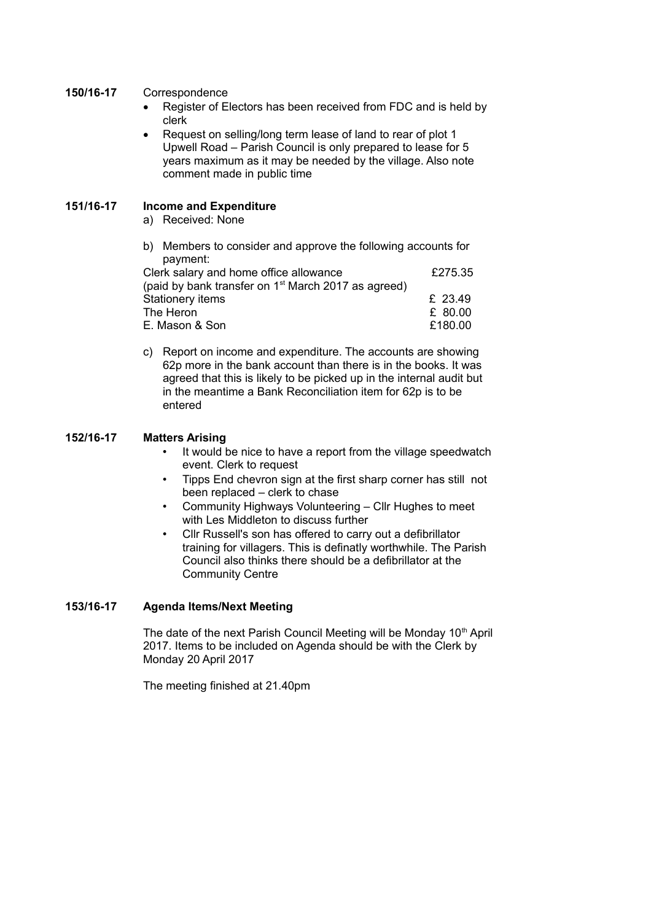**150/16-17** Correspondence

- Register of Electors has been received from FDC and is held by clerk
- Request on selling/long term lease of land to rear of plot 1 Upwell Road – Parish Council is only prepared to lease for 5 years maximum as it may be needed by the village. Also note comment made in public time

**151/16-17** **Income and Expenditure**

a) Received: None

b) Members to consider and approve the following accounts for payment:

| | |
|---|---|
| Clerk salary and home office allowance (paid by bank transfer on 1st March 2017 as agreed) | £275.35 |
| Stationery items | £ 23.49 |
| The Heron | £ 80.00 |
| E. Mason & Son | £180.00 |

c) Report on income and expenditure. The accounts are showing 62p more in the bank account than there is in the books. It was agreed that this is likely to be picked up in the internal audit but in the meantime a Bank Reconciliation item for 62p is to be entered

**152/16-17** **Matters Arising**

- It would be nice to have a report from the village speedwatch event. Clerk to request
- Tipps End chevron sign at the first sharp corner has still not been replaced – clerk to chase
- Community Highways Volunteering – Cllr Hughes to meet with Les Middleton to discuss further
- Cllr Russell's son has offered to carry out a defibrillator training for villagers. This is definatly worthwhile. The Parish Council also thinks there should be a defibrillator at the Community Centre

**153/16-17** **Agenda Items/Next Meeting**

The date of the next Parish Council Meeting will be Monday 10th April 2017. Items to be included on Agenda should be with the Clerk by Monday 20 April 2017

The meeting finished at 21.40pm